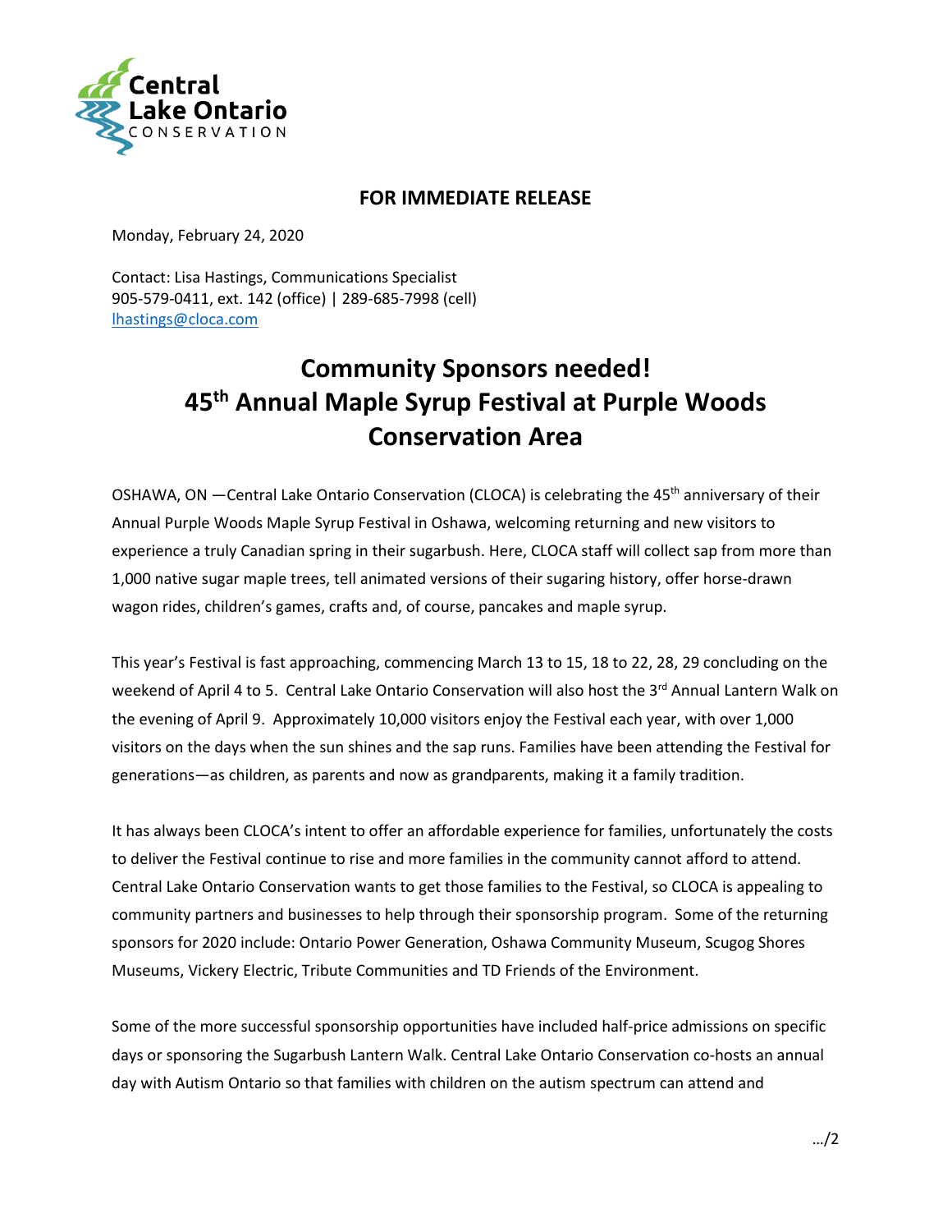Central Lake Ontario CONSERVATION

**FOR IMMEDIATE RELEASE**

Monday, February 24, 2020

Contact: Lisa Hastings, Communications Specialist
905-579-0411, ext. 142 (office) | 289-685-7998 (cell)
lhastings@cloca.com

# Community Sponsors needed! 45th Annual Maple Syrup Festival at Purple Woods Conservation Area

OSHAWA, ON —Central Lake Ontario Conservation (CLOCA) is celebrating the 45th anniversary of their Annual Purple Woods Maple Syrup Festival in Oshawa, welcoming returning and new visitors to experience a truly Canadian spring in their sugarbush. Here, CLOCA staff will collect sap from more than 1,000 native sugar maple trees, tell animated versions of their sugaring history, offer horse-drawn wagon rides, children's games, crafts and, of course, pancakes and maple syrup.

This year's Festival is fast approaching, commencing March 13 to 15, 18 to 22, 28, 29 concluding on the weekend of April 4 to 5. Central Lake Ontario Conservation will also host the 3rd Annual Lantern Walk on the evening of April 9. Approximately 10,000 visitors enjoy the Festival each year, with over 1,000 visitors on the days when the sun shines and the sap runs. Families have been attending the Festival for generations—as children, as parents and now as grandparents, making it a family tradition.

It has always been CLOCA's intent to offer an affordable experience for families, unfortunately the costs to deliver the Festival continue to rise and more families in the community cannot afford to attend. Central Lake Ontario Conservation wants to get those families to the Festival, so CLOCA is appealing to community partners and businesses to help through their sponsorship program. Some of the returning sponsors for 2020 include: Ontario Power Generation, Oshawa Community Museum, Scugog Shores Museums, Vickery Electric, Tribute Communities and TD Friends of the Environment.

Some of the more successful sponsorship opportunities have included half-price admissions on specific days or sponsoring the Sugarbush Lantern Walk. Central Lake Ontario Conservation co-hosts an annual day with Autism Ontario so that families with children on the autism spectrum can attend and

…/2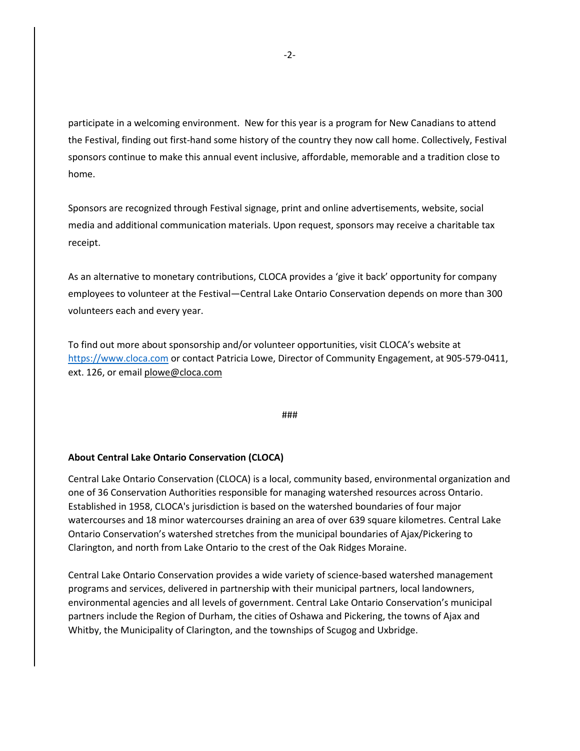participate in a welcoming environment.  New for this year is a program for New Canadians to attend the Festival, finding out first-hand some history of the country they now call home. Collectively, Festival sponsors continue to make this annual event inclusive, affordable, memorable and a tradition close to home.

Sponsors are recognized through Festival signage, print and online advertisements, website, social media and additional communication materials. Upon request, sponsors may receive a charitable tax receipt.

As an alternative to monetary contributions, CLOCA provides a 'give it back' opportunity for company employees to volunteer at the Festival—Central Lake Ontario Conservation depends on more than 300 volunteers each and every year.

To find out more about sponsorship and/or volunteer opportunities, visit CLOCA's website at https://www.cloca.com or contact Patricia Lowe, Director of Community Engagement, at 905-579-0411, ext. 126, or email plowe@cloca.com

###

**About Central Lake Ontario Conservation (CLOCA)**

Central Lake Ontario Conservation (CLOCA) is a local, community based, environmental organization and one of 36 Conservation Authorities responsible for managing watershed resources across Ontario. Established in 1958, CLOCA's jurisdiction is based on the watershed boundaries of four major watercourses and 18 minor watercourses draining an area of over 639 square kilometres. Central Lake Ontario Conservation's watershed stretches from the municipal boundaries of Ajax/Pickering to Clarington, and north from Lake Ontario to the crest of the Oak Ridges Moraine.

Central Lake Ontario Conservation provides a wide variety of science-based watershed management programs and services, delivered in partnership with their municipal partners, local landowners, environmental agencies and all levels of government. Central Lake Ontario Conservation's municipal partners include the Region of Durham, the cities of Oshawa and Pickering, the towns of Ajax and Whitby, the Municipality of Clarington, and the townships of Scugog and Uxbridge.